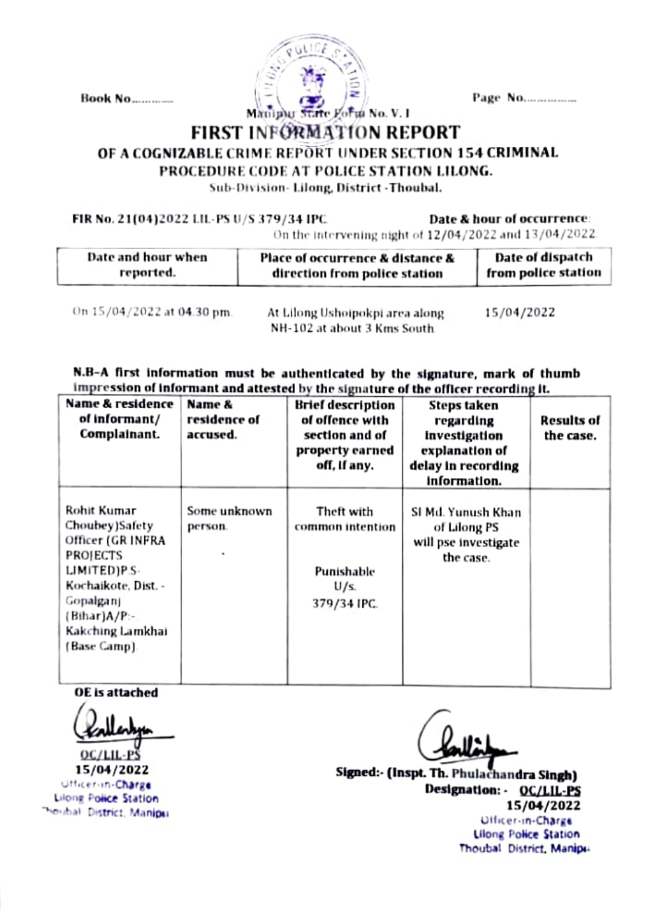Book No............ Page No................

Manipur State Form No. V. I

# FIRST INFORMATION REPORT

## OF A COGNIZABLE CRIME REPORT UNDER SECTION 154 CRIMINAL PROCEDURE CODE AT POLICE STATION LILONG.

Sub-Division- Lilong, District -Thoubal.

**FIR No. 21(04)2022 LIL-PS U/S 379/34 IPC** **Date & hour of occurrence**: On the intervening night of 12/04/2022 and 13/04/2022.

| Date and hour when reported. | Place of occurrence & distance & direction from police station | Date of dispatch from police station |
|---|---|---|
| On 15/04/2022 at 04.30 pm. | At Lilong Ushoipokpi area along NH-102 at about 3 Kms South. | 15/04/2022 |

**N.B–A first information must be authenticated by the signature, mark of thumb impression of informant and attested by the signature of the officer recording it.**

| Name & residence of informant/ Complainant. | Name & residence of accused. | Brief description of offence with section and of property earned off, if any. | Steps taken regarding investigation explanation of delay in recording information. | Results of the case. |
|---|---|---|---|---|
| Rohit Kumar Choubey)Safety Officer (GR INFRA PROJECTS LIMITED)P.S- Kochaikote, Dist. - Gopalganj (Bihar)A/P:- Kakching Lamkhai (Base Camp). | Some unknown person. | Theft with common intention<br><br>Punishable U/s. 379/34 IPC. | SI Md. Yunush Khan of Lilong PS will pse investigate the case. | |

**OE is attached**

**OC/LIL-PS**
**15/04/2022**
Officer-in-Charge
Lilong Police Station
Thoubal District, Manipur

**Signed:- (Inspt. Th. Phulachandra Singh)**
**Designation: - OC/LIL-PS**
**15/04/2022**
Officer-in-Charge
Lilong Police Station
Thoubal District, Manipur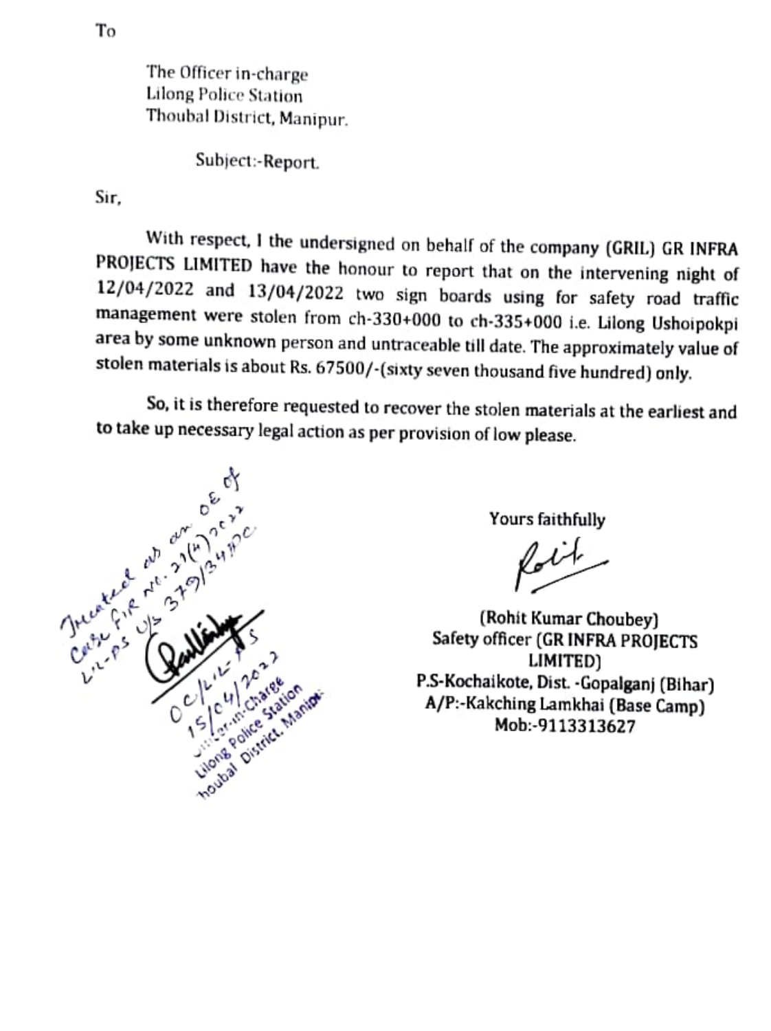To

The Officer in-charge
Lilong Police Station
Thoubal District, Manipur.

Subject:-Report.

Sir,

With respect, I the undersigned on behalf of the company (GRIL) **GR INFRA PROJECTS LIMITED** have the honour to report that on the intervening night of 12/04/2022 and 13/04/2022 two sign boards using for safety road traffic management were stolen from ch-330+000 to ch-335+000 i.e. Lilong Ushoipokpi area by some unknown person and untraceable till date. The approximately value of stolen materials is about Rs. 67500/-(sixty seven thousand five hundred) only.

So, it is therefore requested to recover the stolen materials at the earliest and to take up necessary legal action as per provision of low please.

Treated as an OE of Case FIR No. 21(4)2022 LL-PS U/S 379/34 IPC
(Signature)
OC/LL-PS
15/04/2022
Officer-in-Charge
Lilong Police Station
Thoubal District, Manipur

Yours faithfully

(Signature)

(Rohit Kumar Choubey)
Safety officer (GR INFRA PROJECTS LIMITED)
P.S-Kochaikote, Dist. -Gopalganj (Bihar)
A/P:-Kakching Lamkhai (Base Camp)
Mob:-9113313627